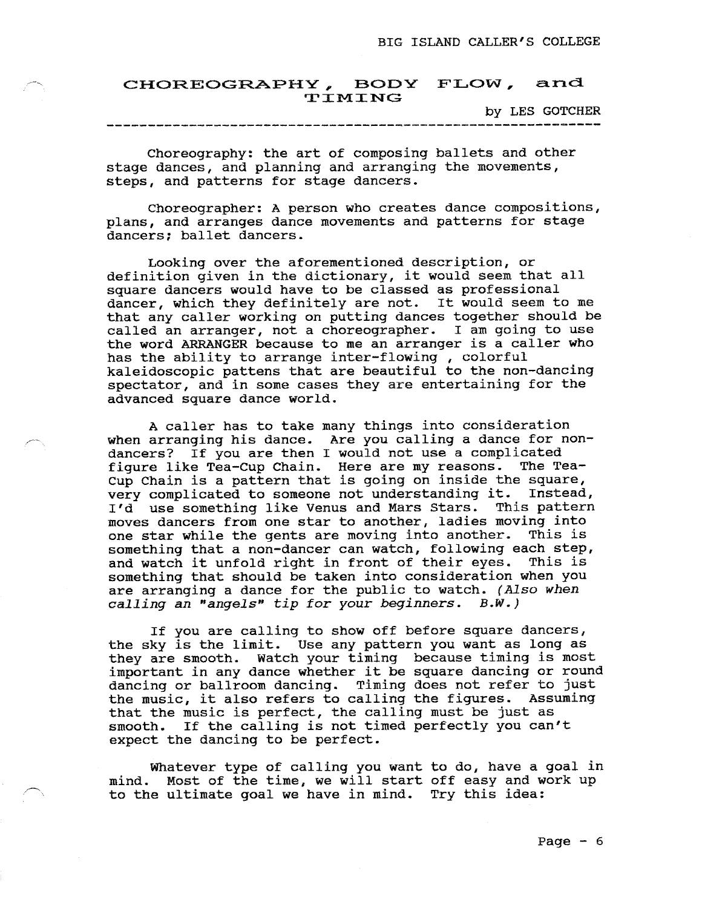# CHOREOGRAPHY, BODY FLOW, and TIMING

by LES GOTCHER

---

Choreography: the art of composing ballets and other stage dances, and planning and arranging the movements, steps, and patterns for stage dancers.

Choreographer: A person who creates dance compositions, plans, and arranges dance movements and patterns for stage dancers; ballet dancers.

Looking over the aforementioned description, or definition given in the dictionary, it would seem that all square dancers would have to be classed as professional dancer, which they definitely are not. It would seem to me that any caller working on putting dances together should be called an arranger, not a choreographer. I am going to use the word ARRANGER because to me an arranger is a caller who has the ability to arrange inter-flowing , colorful kaleidoscopic pattens that are beautiful to the non-dancing spectator, and in some cases they are entertaining for the advanced square dance world.

A caller has to take many things into consideration when arranging his dance. Are you calling a dance for non-dancers? If you are then I would not use a complicated figure like Tea-Cup Chain. Here are my reasons. The Tea-Cup Chain is a pattern that is going on inside the square, very complicated to someone not understanding it. Instead, I'd use something like Venus and Mars Stars. This pattern moves dancers from one star to another, ladies moving into one star while the gents are moving into another. This is something that a non-dancer can watch, following each step, and watch it unfold right in front of their eyes. This is something that should be taken into consideration when you are arranging a dance for the public to watch. *(Also when calling an "angels" tip for your beginners. B.W.)*

If you are calling to show off before square dancers, the sky is the limit. Use any pattern you want as long as they are smooth. Watch your timing because timing is most important in any dance whether it be square dancing or round dancing or ballroom dancing. Timing does not refer to just the music, it also refers to calling the figures. Assuming that the music is perfect, the calling must be just as smooth. If the calling is not timed perfectly you can't expect the dancing to be perfect.

Whatever type of calling you want to do, have a goal in mind. Most of the time, we will start off easy and work up to the ultimate goal we have in mind. Try this idea: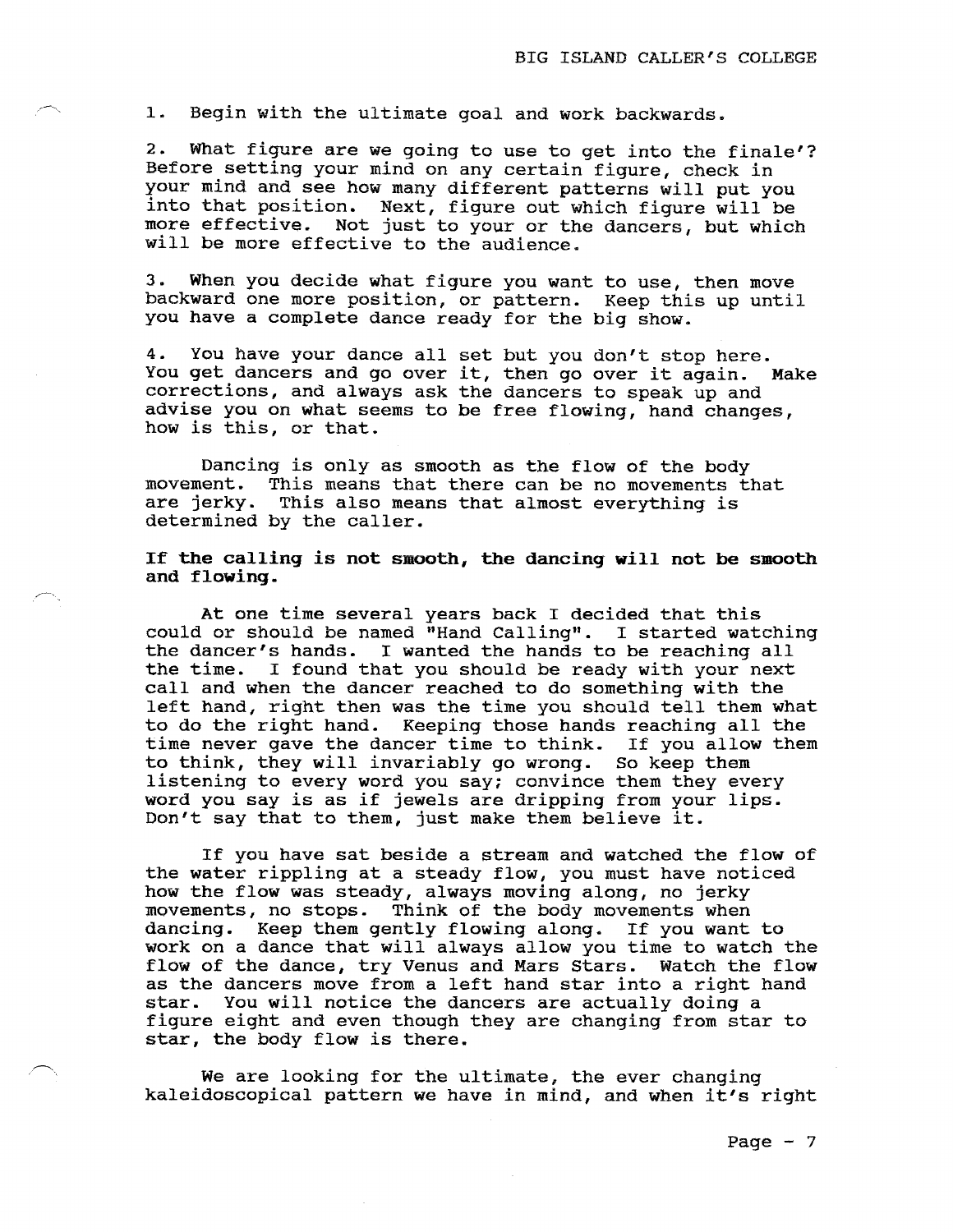1. Begin with the ultimate goal and work backwards.

2. What figure are we going to use to get into the finale'? Before setting your mind on any certain figure, check in your mind and see how many different patterns will put you into that position. Next, figure out which figure will be more effective. Not just to your or the dancers, but which will be more effective to the audience.

3. When you decide what figure you want to use, then move backward one more position, or pattern. Keep this up until you have a complete dance ready for the big show.

4. You have your dance all set but you don't stop here. You get dancers and go over it, then go over it again. Make corrections, and always ask the dancers to speak up and advise you on what seems to be free flowing, hand changes, how is this, or that.

Dancing is only as smooth as the flow of the body movement. This means that there can be no movements that are jerky. This also means that almost everything is determined by the caller.

**If the calling is not smooth, the dancing will not be smooth and flowing.**

At one time several years back I decided that this could or should be named "Hand Calling". I started watching the dancer's hands. I wanted the hands to be reaching all the time. I found that you should be ready with your next call and when the dancer reached to do something with the left hand, right then was the time you should tell them what to do the right hand. Keeping those hands reaching all the time never gave the dancer time to think. If you allow them to think, they will invariably go wrong. So keep them listening to every word you say; convince them they every word you say is as if jewels are dripping from your lips. Don't say that to them, just make them believe it.

If you have sat beside a stream and watched the flow of the water rippling at a steady flow, you must have noticed how the flow was steady, always moving along, no jerky movements, no stops. Think of the body movements when dancing. Keep them gently flowing along. If you want to work on a dance that will always allow you time to watch the flow of the dance, try Venus and Mars Stars. Watch the flow as the dancers move from a left hand star into a right hand star. You will notice the dancers are actually doing a figure eight and even though they are changing from star to star, the body flow is there.

We are looking for the ultimate, the ever changing kaleidoscopical pattern we have in mind, and when it's right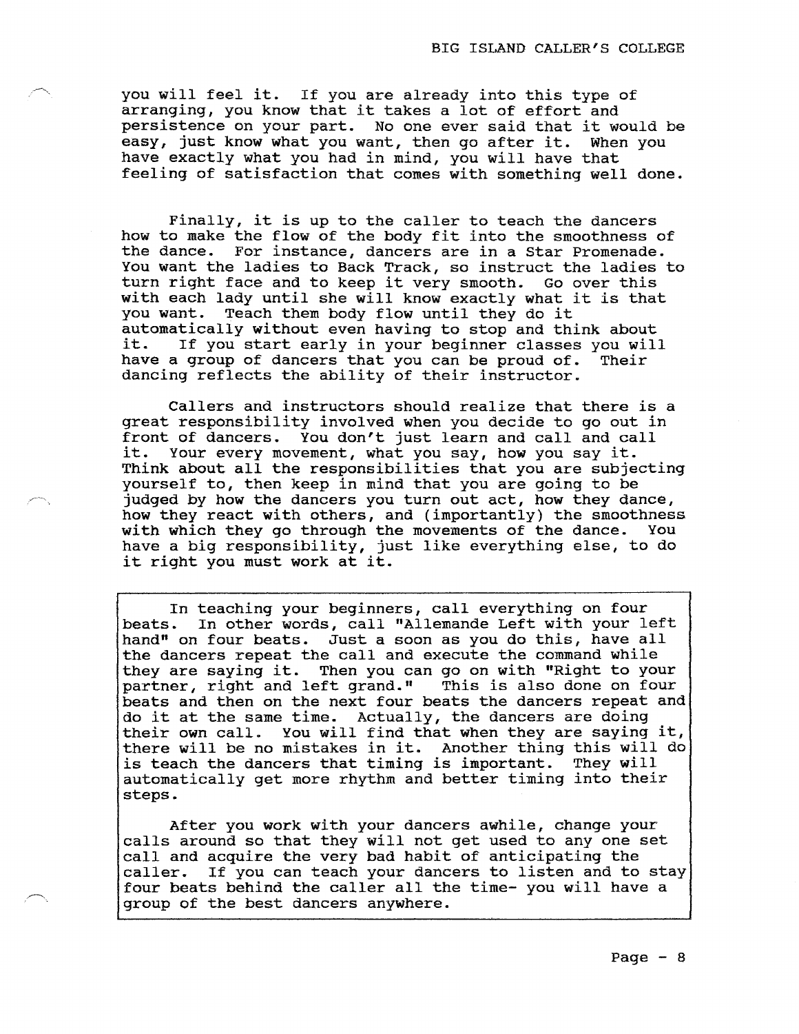you will feel it. If you are already into this type of arranging, you know that it takes a lot of effort and persistence on your part. No one ever said that it would be easy, just know what you want, then go after it. When you have exactly what you had in mind, you will have that feeling of satisfaction that comes with something well done.

Finally, it is up to the caller to teach the dancers how to make the flow of the body fit into the smoothness of the dance. For instance, dancers are in a Star Promenade. You want the ladies to Back Track, so instruct the ladies to turn right face and to keep it very smooth. Go over this with each lady until she will know exactly what it is that you want. Teach them body flow until they do it automatically without even having to stop and think about it. If you start early in your beginner classes you will have a group of dancers that you can be proud of. Their dancing reflects the ability of their instructor.

Callers and instructors should realize that there is a great responsibility involved when you decide to go out in front of dancers. You don't just learn and call and call it. Your every movement, what you say, how you say it. Think about all the responsibilities that you are subjecting yourself to, then keep in mind that you are going to be judged by how the dancers you turn out act, how they dance, how they react with others, and (importantly) the smoothness with which they go through the movements of the dance. You have a big responsibility, just like everything else, to do it right you must work at it.

In teaching your beginners, call everything on four beats. In other words, call "Allemande Left with your left hand" on four beats. Just a soon as you do this, have all the dancers repeat the call and execute the command while they are saying it. Then you can go on with "Right to your partner, right and left grand." This is also done on four beats and then on the next four beats the dancers repeat and do it at the same time. Actually, the dancers are doing their own call. You will find that when they are saying it, there will be no mistakes in it. Another thing this will do is teach the dancers that timing is important. They will automatically get more rhythm and better timing into their steps.

After you work with your dancers awhile, change your calls around so that they will not get used to any one set call and acquire the very bad habit of anticipating the caller. If you can teach your dancers to listen and to stay four beats behind the caller all the time- you will have a group of the best dancers anywhere.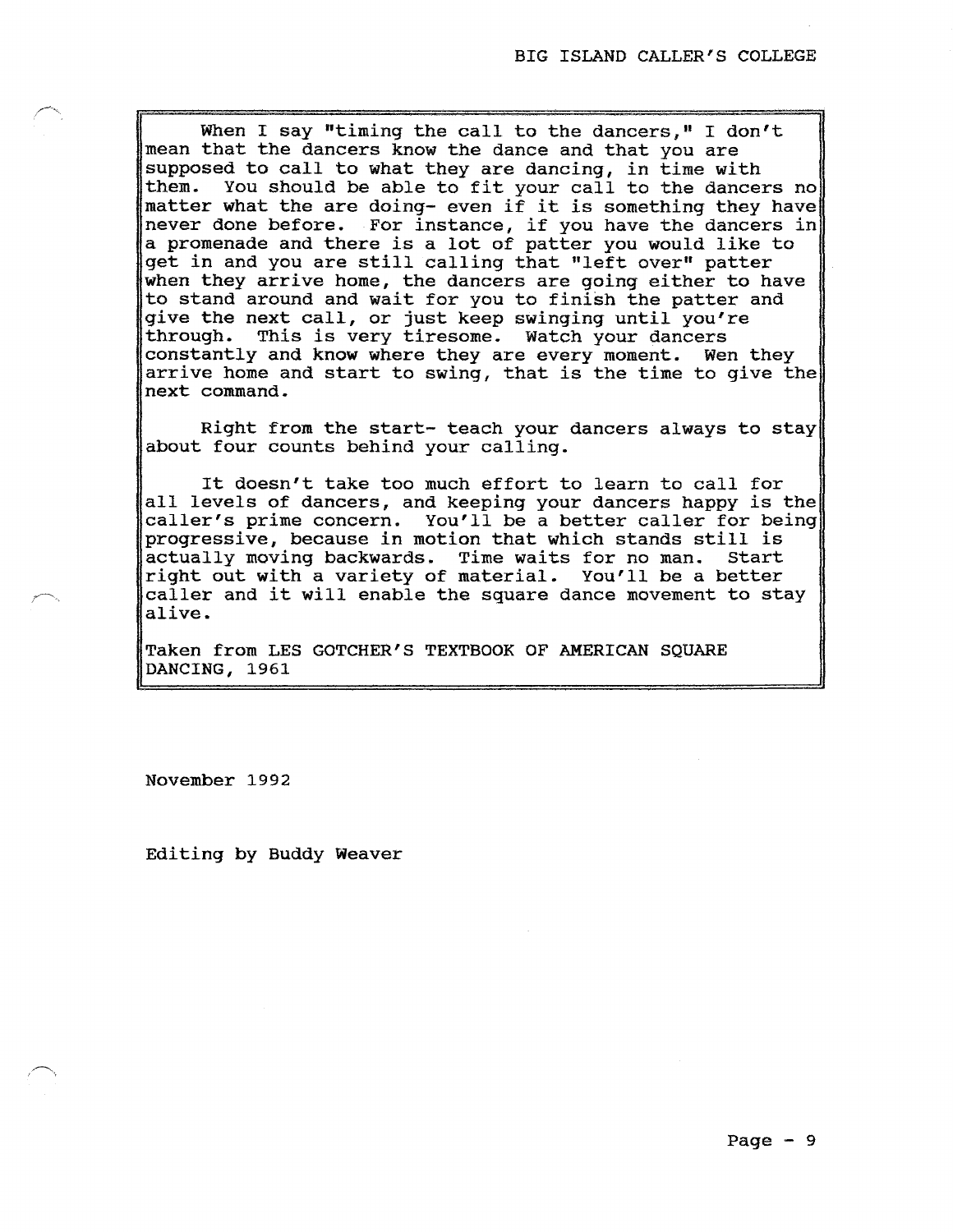When I say "timing the call to the dancers," I don't mean that the dancers know the dance and that you are supposed to call to what they are dancing, in time with them. You should be able to fit your call to the dancers no matter what the are doing- even if it is something they have never done before. For instance, if you have the dancers in a promenade and there is a lot of patter you would like to get in and you are still calling that "left over" patter when they arrive home, the dancers are going either to have to stand around and wait for you to finish the patter and give the next call, or just keep swinging until you're through. This is very tiresome. Watch your dancers constantly and know where they are every moment. Wen they arrive home and start to swing, that is the time to give the next command.

Right from the start- teach your dancers always to stay about four counts behind your calling.

It doesn't take too much effort to learn to call for all levels of dancers, and keeping your dancers happy is the caller's prime concern. You'll be a better caller for being progressive, because in motion that which stands still is actually moving backwards. Time waits for no man. Start right out with a variety of material. You'll be a better caller and it will enable the square dance movement to stay alive.

Taken from LES GOTCHER'S TEXTBOOK OF AMERICAN SQUARE DANCING, 1961

November 1992

Editing by Buddy Weaver